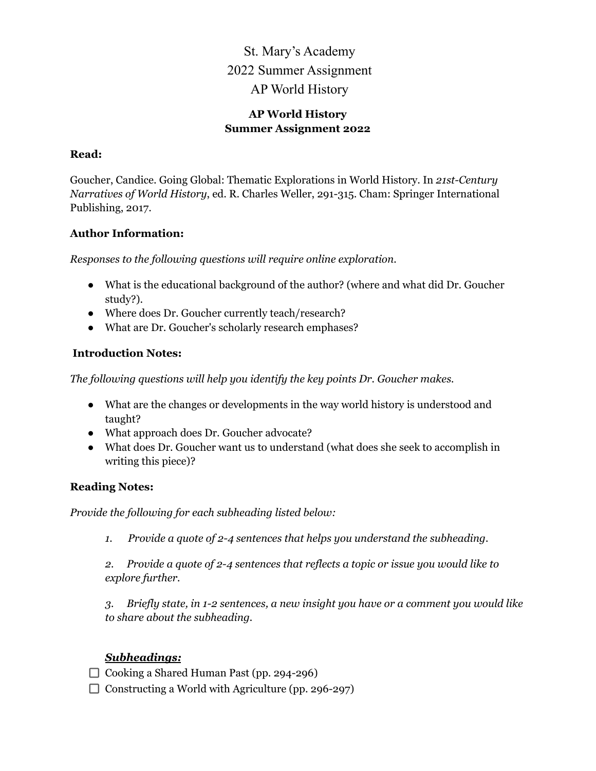# St. Mary's Academy
# 2022 Summer Assignment
# AP World History

## AP World History
## Summer Assignment 2022

**Read:**

Goucher, Candice. Going Global: Thematic Explorations in World History. In *21st-Century Narratives of World History*, ed. R. Charles Weller, 291-315. Cham: Springer International Publishing, 2017.

**Author Information:**

*Responses to the following questions will require online exploration.*

- What is the educational background of the author? (where and what did Dr. Goucher study?).
- Where does Dr. Goucher currently teach/research?
- What are Dr. Goucher's scholarly research emphases?

**Introduction Notes:**

*The following questions will help you identify the key points Dr. Goucher makes.*

- What are the changes or developments in the way world history is understood and taught?
- What approach does Dr. Goucher advocate?
- What does Dr. Goucher want us to understand (what does she seek to accomplish in writing this piece)?

**Reading Notes:**

*Provide the following for each subheading listed below:*

1. *Provide a quote of 2-4 sentences that helps you understand the subheading.*
2. *Provide a quote of 2-4 sentences that reflects a topic or issue you would like to explore further.*
3. *Briefly state, in 1-2 sentences, a new insight you have or a comment you would like to share about the subheading.*

***Subheadings:***

- [ ] Cooking a Shared Human Past (pp. 294-296)
- [ ] Constructing a World with Agriculture (pp. 296-297)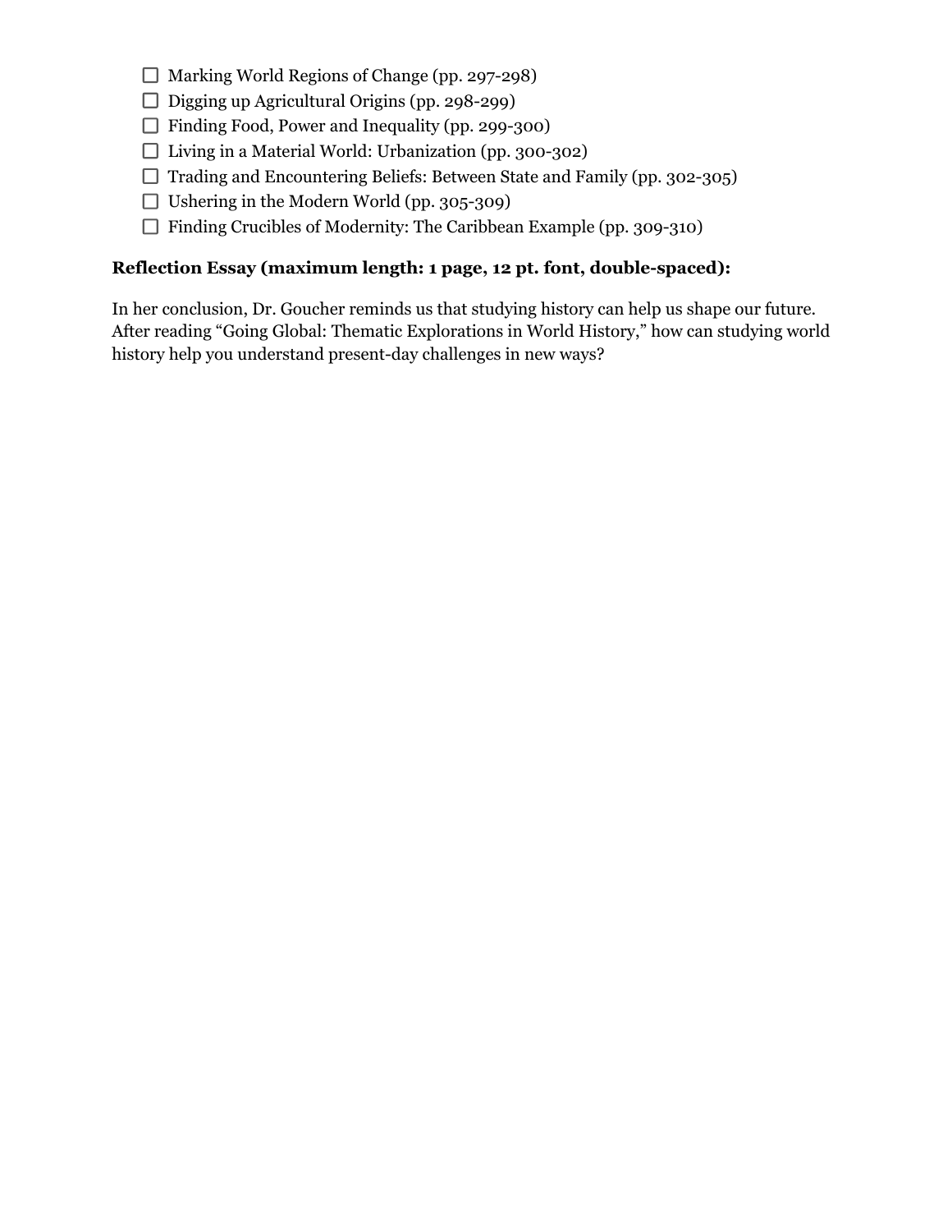- [ ] Marking World Regions of Change (pp. 297-298)
- [ ] Digging up Agricultural Origins (pp. 298-299)
- [ ] Finding Food, Power and Inequality (pp. 299-300)
- [ ] Living in a Material World: Urbanization (pp. 300-302)
- [ ] Trading and Encountering Beliefs: Between State and Family (pp. 302-305)
- [ ] Ushering in the Modern World (pp. 305-309)
- [ ] Finding Crucibles of Modernity: The Caribbean Example (pp. 309-310)

**Reflection Essay (maximum length: 1 page, 12 pt. font, double-spaced):**

In her conclusion, Dr. Goucher reminds us that studying history can help us shape our future. After reading "Going Global: Thematic Explorations in World History," how can studying world history help you understand present-day challenges in new ways?